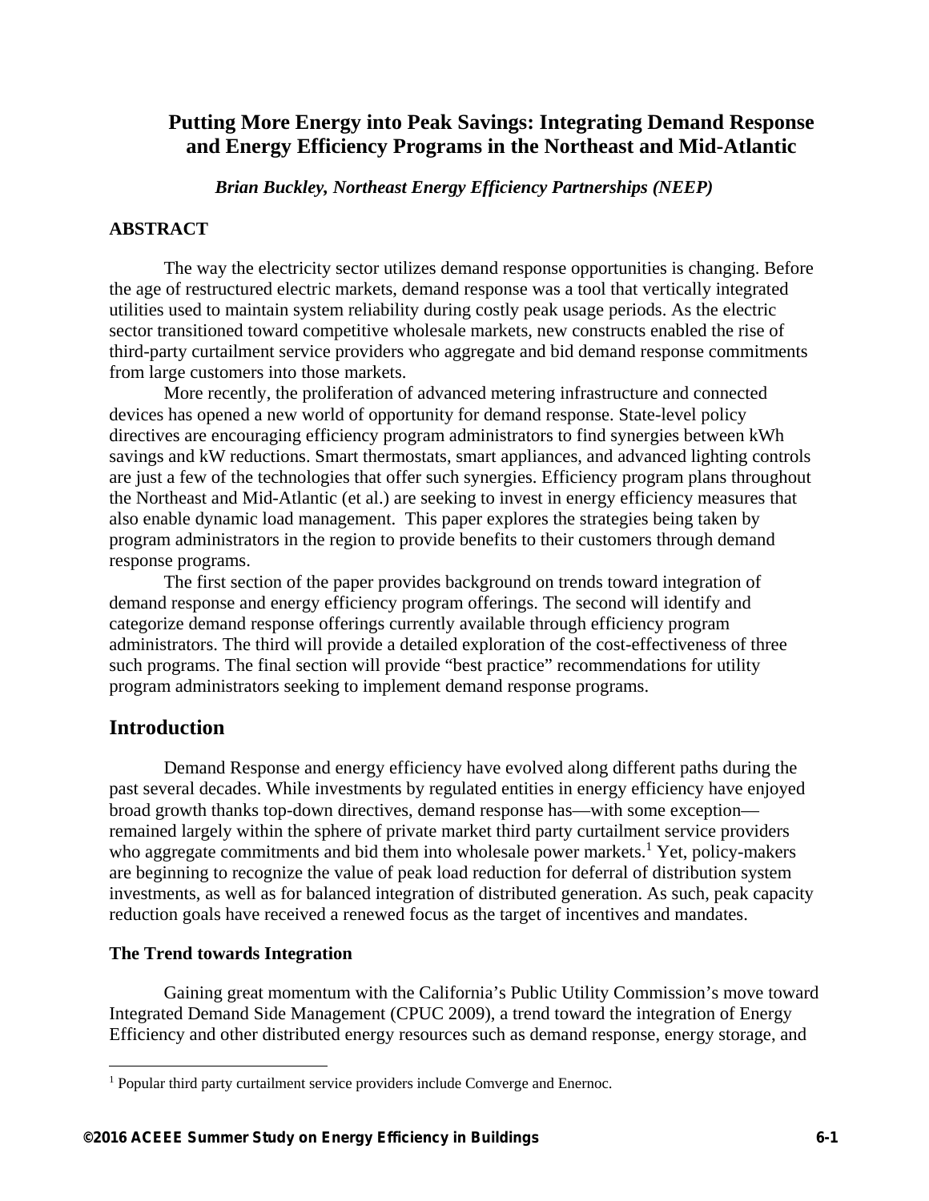# Putting More Energy into Peak Savings: Integrating Demand Response and Energy Efficiency Programs in the Northeast and Mid-Atlantic

***Brian Buckley, Northeast Energy Efficiency Partnerships (NEEP)***

## ABSTRACT

The way the electricity sector utilizes demand response opportunities is changing. Before the age of restructured electric markets, demand response was a tool that vertically integrated utilities used to maintain system reliability during costly peak usage periods. As the electric sector transitioned toward competitive wholesale markets, new constructs enabled the rise of third-party curtailment service providers who aggregate and bid demand response commitments from large customers into those markets.

More recently, the proliferation of advanced metering infrastructure and connected devices has opened a new world of opportunity for demand response. State-level policy directives are encouraging efficiency program administrators to find synergies between kWh savings and kW reductions. Smart thermostats, smart appliances, and advanced lighting controls are just a few of the technologies that offer such synergies. Efficiency program plans throughout the Northeast and Mid-Atlantic (et al.) are seeking to invest in energy efficiency measures that also enable dynamic load management. This paper explores the strategies being taken by program administrators in the region to provide benefits to their customers through demand response programs.

The first section of the paper provides background on trends toward integration of demand response and energy efficiency program offerings. The second will identify and categorize demand response offerings currently available through efficiency program administrators. The third will provide a detailed exploration of the cost-effectiveness of three such programs. The final section will provide "best practice" recommendations for utility program administrators seeking to implement demand response programs.

## Introduction

Demand Response and energy efficiency have evolved along different paths during the past several decades. While investments by regulated entities in energy efficiency have enjoyed broad growth thanks top-down directives, demand response has—with some exception—remained largely within the sphere of private market third party curtailment service providers who aggregate commitments and bid them into wholesale power markets.[1] Yet, policy-makers are beginning to recognize the value of peak load reduction for deferral of distribution system investments, as well as for balanced integration of distributed generation. As such, peak capacity reduction goals have received a renewed focus as the target of incentives and mandates.

### The Trend towards Integration

Gaining great momentum with the California's Public Utility Commission's move toward Integrated Demand Side Management (CPUC 2009), a trend toward the integration of Energy Efficiency and other distributed energy resources such as demand response, energy storage, and

[1] Popular third party curtailment service providers include Comverge and Enernoc.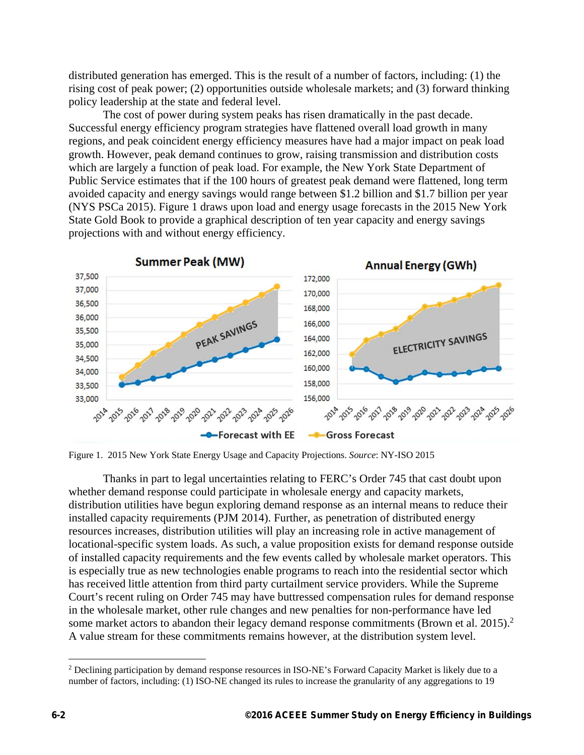distributed generation has emerged. This is the result of a number of factors, including: (1) the rising cost of peak power; (2) opportunities outside wholesale markets; and (3) forward thinking policy leadership at the state and federal level.

The cost of power during system peaks has risen dramatically in the past decade. Successful energy efficiency program strategies have flattened overall load growth in many regions, and peak coincident energy efficiency measures have had a major impact on peak load growth. However, peak demand continues to grow, raising transmission and distribution costs which are largely a function of peak load. For example, the New York State Department of Public Service estimates that if the 100 hours of greatest peak demand were flattened, long term avoided capacity and energy savings would range between $1.2 billion and $1.7 billion per year (NYS PSCa 2015). Figure 1 draws upon load and energy usage forecasts in the 2015 New York State Gold Book to provide a graphical description of ten year capacity and energy savings projections with and without energy efficiency.

Figure 1. 2015 New York State Energy Usage and Capacity Projections. *Source*: NY-ISO 2015

Thanks in part to legal uncertainties relating to FERC's Order 745 that cast doubt upon whether demand response could participate in wholesale energy and capacity markets, distribution utilities have begun exploring demand response as an internal means to reduce their installed capacity requirements (PJM 2014). Further, as penetration of distributed energy resources increases, distribution utilities will play an increasing role in active management of locational-specific system loads. As such, a value proposition exists for demand response outside of installed capacity requirements and the few events called by wholesale market operators. This is especially true as new technologies enable programs to reach into the residential sector which has received little attention from third party curtailment service providers. While the Supreme Court's recent ruling on Order 745 may have buttressed compensation rules for demand response in the wholesale market, other rule changes and new penalties for non-performance have led some market actors to abandon their legacy demand response commitments (Brown et al. 2015).[2] A value stream for these commitments remains however, at the distribution system level.

---

[2] Declining participation by demand response resources in ISO-NE's Forward Capacity Market is likely due to a number of factors, including: (1) ISO-NE changed its rules to increase the granularity of any aggregations to 19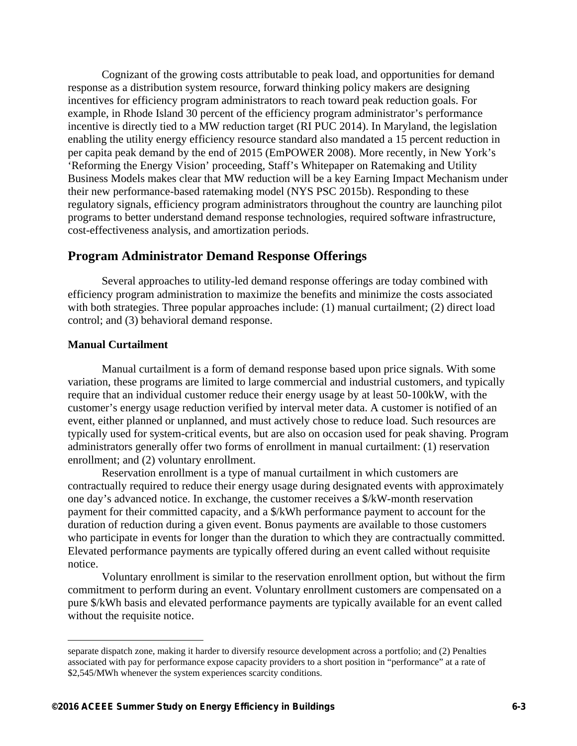Cognizant of the growing costs attributable to peak load, and opportunities for demand response as a distribution system resource, forward thinking policy makers are designing incentives for efficiency program administrators to reach toward peak reduction goals. For example, in Rhode Island 30 percent of the efficiency program administrator's performance incentive is directly tied to a MW reduction target (RI PUC 2014). In Maryland, the legislation enabling the utility energy efficiency resource standard also mandated a 15 percent reduction in per capita peak demand by the end of 2015 (EmPOWER 2008). More recently, in New York's 'Reforming the Energy Vision' proceeding, Staff's Whitepaper on Ratemaking and Utility Business Models makes clear that MW reduction will be a key Earning Impact Mechanism under their new performance-based ratemaking model (NYS PSC 2015b). Responding to these regulatory signals, efficiency program administrators throughout the country are launching pilot programs to better understand demand response technologies, required software infrastructure, cost-effectiveness analysis, and amortization periods.

## Program Administrator Demand Response Offerings

Several approaches to utility-led demand response offerings are today combined with efficiency program administration to maximize the benefits and minimize the costs associated with both strategies. Three popular approaches include: (1) manual curtailment; (2) direct load control; and (3) behavioral demand response.

### Manual Curtailment

Manual curtailment is a form of demand response based upon price signals. With some variation, these programs are limited to large commercial and industrial customers, and typically require that an individual customer reduce their energy usage by at least 50-100kW, with the customer's energy usage reduction verified by interval meter data. A customer is notified of an event, either planned or unplanned, and must actively chose to reduce load. Such resources are typically used for system-critical events, but are also on occasion used for peak shaving. Program administrators generally offer two forms of enrollment in manual curtailment: (1) reservation enrollment; and (2) voluntary enrollment.

Reservation enrollment is a type of manual curtailment in which customers are contractually required to reduce their energy usage during designated events with approximately one day's advanced notice. In exchange, the customer receives a $/kW-month reservation payment for their committed capacity, and a $/kWh performance payment to account for the duration of reduction during a given event. Bonus payments are available to those customers who participate in events for longer than the duration to which they are contractually committed. Elevated performance payments are typically offered during an event called without requisite notice.

Voluntary enrollment is similar to the reservation enrollment option, but without the firm commitment to perform during an event. Voluntary enrollment customers are compensated on a pure $/kWh basis and elevated performance payments are typically available for an event called without the requisite notice.

---

separate dispatch zone, making it harder to diversify resource development across a portfolio; and (2) Penalties associated with pay for performance expose capacity providers to a short position in "performance" at a rate of $2,545/MWh whenever the system experiences scarcity conditions.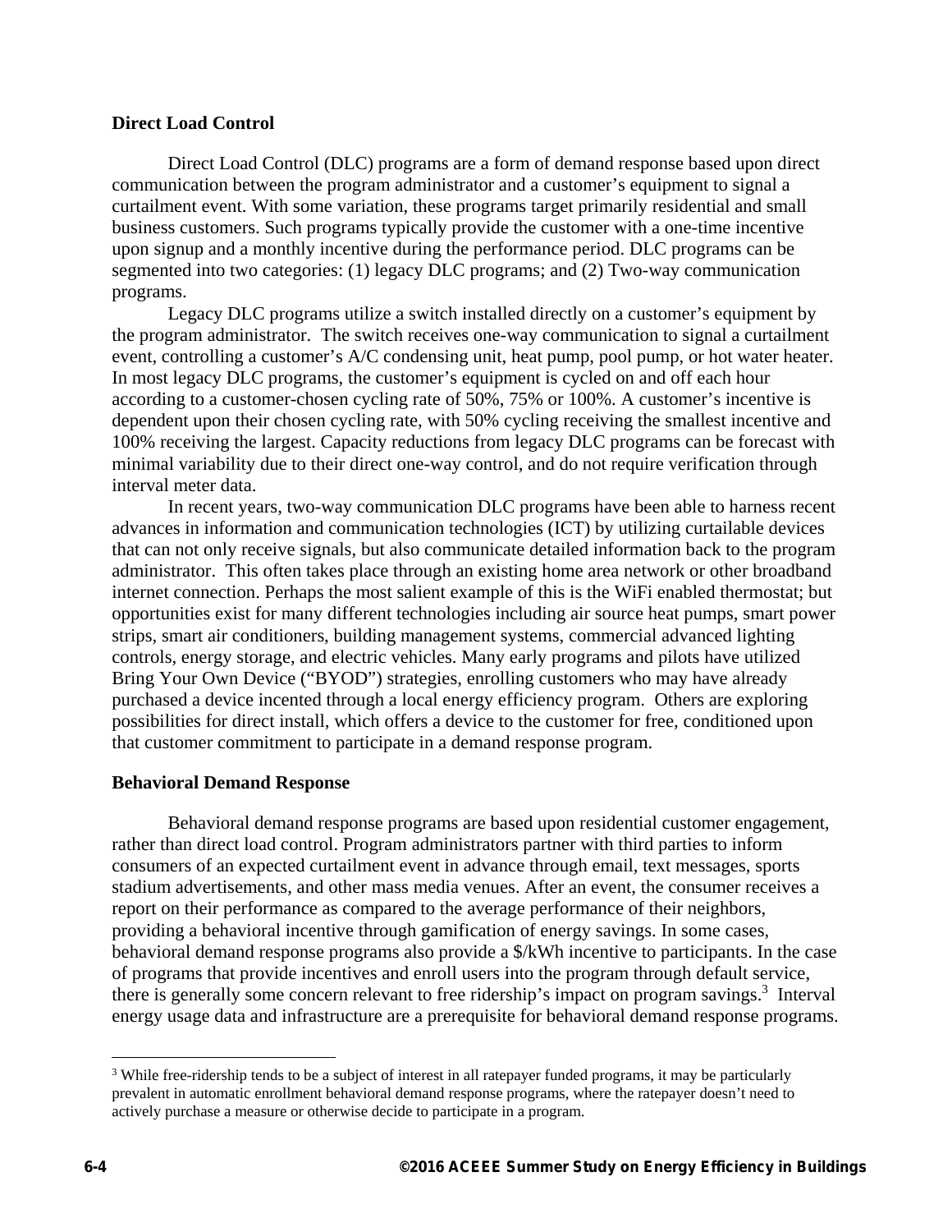## Direct Load Control

Direct Load Control (DLC) programs are a form of demand response based upon direct communication between the program administrator and a customer's equipment to signal a curtailment event. With some variation, these programs target primarily residential and small business customers. Such programs typically provide the customer with a one-time incentive upon signup and a monthly incentive during the performance period. DLC programs can be segmented into two categories: (1) legacy DLC programs; and (2) Two-way communication programs.

Legacy DLC programs utilize a switch installed directly on a customer's equipment by the program administrator. The switch receives one-way communication to signal a curtailment event, controlling a customer's A/C condensing unit, heat pump, pool pump, or hot water heater. In most legacy DLC programs, the customer's equipment is cycled on and off each hour according to a customer-chosen cycling rate of 50%, 75% or 100%. A customer's incentive is dependent upon their chosen cycling rate, with 50% cycling receiving the smallest incentive and 100% receiving the largest. Capacity reductions from legacy DLC programs can be forecast with minimal variability due to their direct one-way control, and do not require verification through interval meter data.

In recent years, two-way communication DLC programs have been able to harness recent advances in information and communication technologies (ICT) by utilizing curtailable devices that can not only receive signals, but also communicate detailed information back to the program administrator. This often takes place through an existing home area network or other broadband internet connection. Perhaps the most salient example of this is the WiFi enabled thermostat; but opportunities exist for many different technologies including air source heat pumps, smart power strips, smart air conditioners, building management systems, commercial advanced lighting controls, energy storage, and electric vehicles. Many early programs and pilots have utilized Bring Your Own Device ("BYOD") strategies, enrolling customers who may have already purchased a device incented through a local energy efficiency program. Others are exploring possibilities for direct install, which offers a device to the customer for free, conditioned upon that customer commitment to participate in a demand response program.

## Behavioral Demand Response

Behavioral demand response programs are based upon residential customer engagement, rather than direct load control. Program administrators partner with third parties to inform consumers of an expected curtailment event in advance through email, text messages, sports stadium advertisements, and other mass media venues. After an event, the consumer receives a report on their performance as compared to the average performance of their neighbors, providing a behavioral incentive through gamification of energy savings. In some cases, behavioral demand response programs also provide a $/kWh incentive to participants. In the case of programs that provide incentives and enroll users into the program through default service, there is generally some concern relevant to free ridership's impact on program savings.[3] Interval energy usage data and infrastructure are a prerequisite for behavioral demand response programs.

[3] While free-ridership tends to be a subject of interest in all ratepayer funded programs, it may be particularly prevalent in automatic enrollment behavioral demand response programs, where the ratepayer doesn't need to actively purchase a measure or otherwise decide to participate in a program.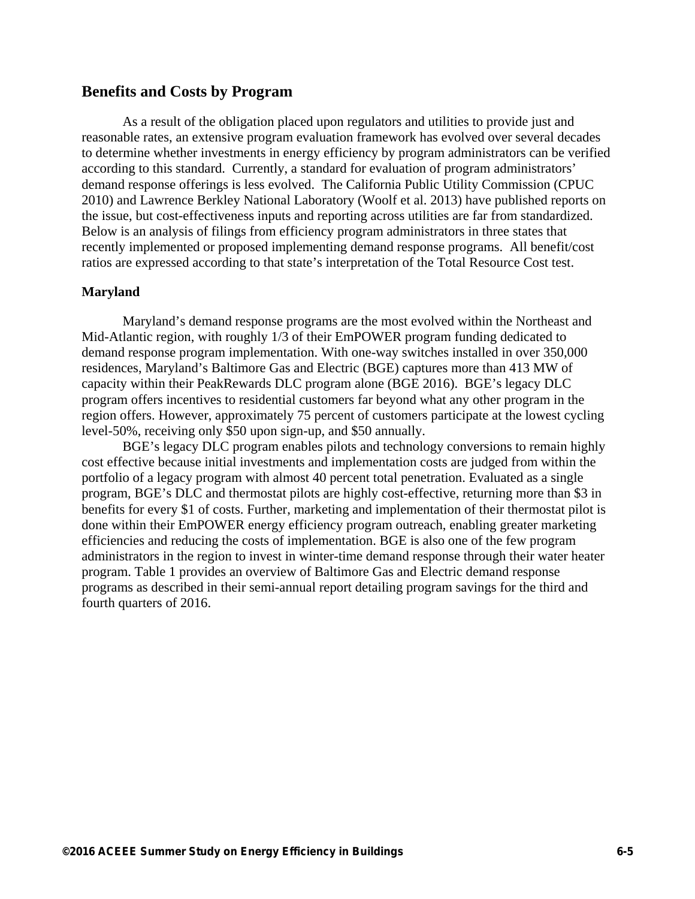## Benefits and Costs by Program

As a result of the obligation placed upon regulators and utilities to provide just and reasonable rates, an extensive program evaluation framework has evolved over several decades to determine whether investments in energy efficiency by program administrators can be verified according to this standard. Currently, a standard for evaluation of program administrators' demand response offerings is less evolved. The California Public Utility Commission (CPUC 2010) and Lawrence Berkley National Laboratory (Woolf et al. 2013) have published reports on the issue, but cost-effectiveness inputs and reporting across utilities are far from standardized. Below is an analysis of filings from efficiency program administrators in three states that recently implemented or proposed implementing demand response programs. All benefit/cost ratios are expressed according to that state's interpretation of the Total Resource Cost test.

### Maryland

Maryland's demand response programs are the most evolved within the Northeast and Mid-Atlantic region, with roughly 1/3 of their EmPOWER program funding dedicated to demand response program implementation. With one-way switches installed in over 350,000 residences, Maryland's Baltimore Gas and Electric (BGE) captures more than 413 MW of capacity within their PeakRewards DLC program alone (BGE 2016). BGE's legacy DLC program offers incentives to residential customers far beyond what any other program in the region offers. However, approximately 75 percent of customers participate at the lowest cycling level-50%, receiving only $50 upon sign-up, and $50 annually.

BGE's legacy DLC program enables pilots and technology conversions to remain highly cost effective because initial investments and implementation costs are judged from within the portfolio of a legacy program with almost 40 percent total penetration. Evaluated as a single program, BGE's DLC and thermostat pilots are highly cost-effective, returning more than $3 in benefits for every $1 of costs. Further, marketing and implementation of their thermostat pilot is done within their EmPOWER energy efficiency program outreach, enabling greater marketing efficiencies and reducing the costs of implementation. BGE is also one of the few program administrators in the region to invest in winter-time demand response through their water heater program. Table 1 provides an overview of Baltimore Gas and Electric demand response programs as described in their semi-annual report detailing program savings for the third and fourth quarters of 2016.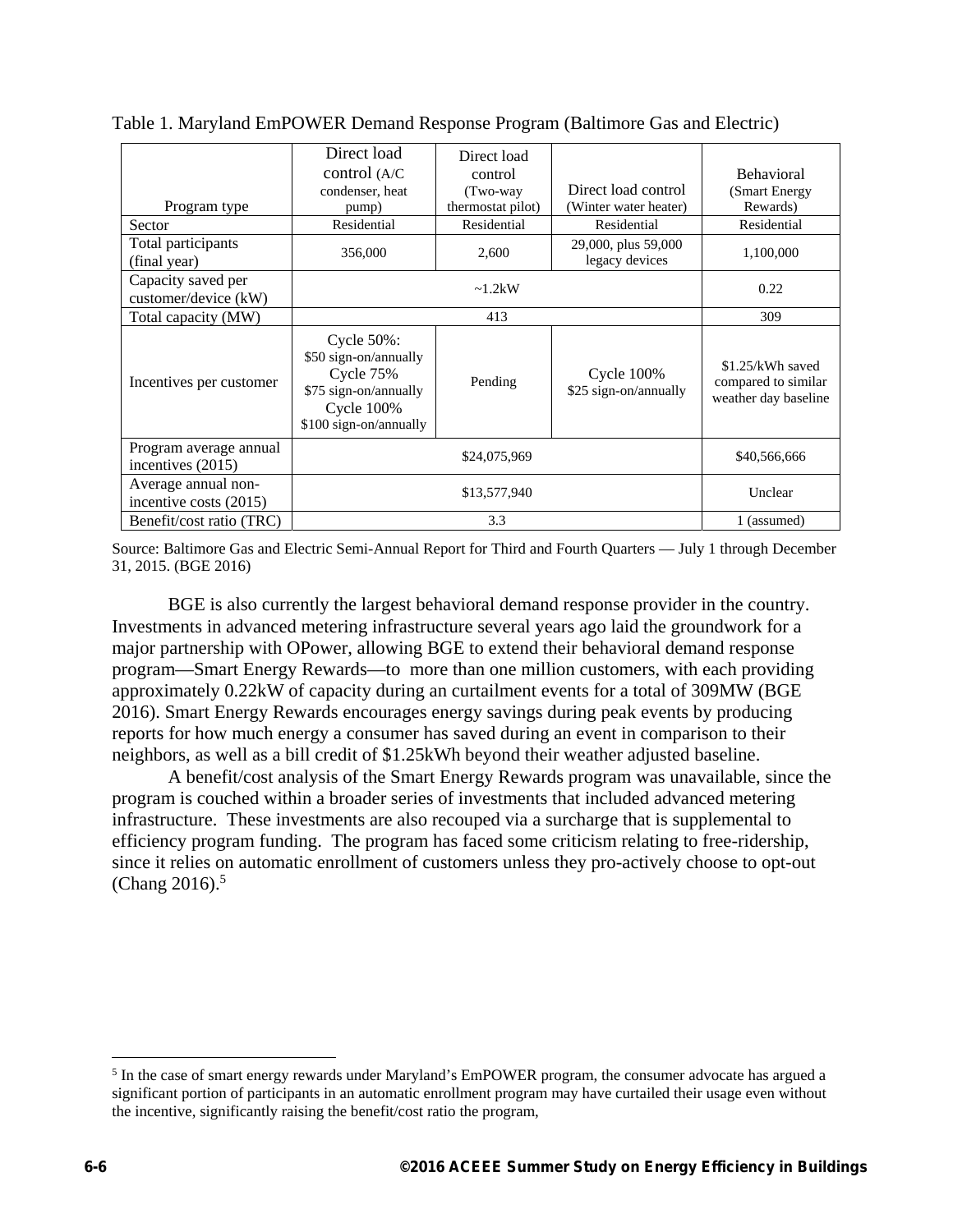Table 1. Maryland EmPOWER Demand Response Program (Baltimore Gas and Electric)

| Program type | Direct load control (A/C condenser, heat pump) | Direct load control (Two-way thermostat pilot) | Direct load control (Winter water heater) | Behavioral (Smart Energy Rewards) |
|---|---|---|---|---|
| Sector | Residential | Residential | Residential | Residential |
| Total participants (final year) | 356,000 | 2,600 | 29,000, plus 59,000 legacy devices | 1,100,000 |
| Capacity saved per customer/device (kW) | ~1.2kW | | | 0.22 |
| Total capacity (MW) | 413 | | | 309 |
| Incentives per customer | Cycle 50%: $50 sign-on/annually Cycle 75% $75 sign-on/annually Cycle 100% $100 sign-on/annually | Pending | Cycle 100% $25 sign-on/annually | $1.25/kWh saved compared to similar weather day baseline |
| Program average annual incentives (2015) | $24,075,969 | | | $40,566,666 |
| Average annual non-incentive costs (2015) | $13,577,940 | | | Unclear |
| Benefit/cost ratio (TRC) | 3.3 | | | 1 (assumed) |

Source: Baltimore Gas and Electric Semi-Annual Report for Third and Fourth Quarters — July 1 through December 31, 2015. (BGE 2016)

BGE is also currently the largest behavioral demand response provider in the country. Investments in advanced metering infrastructure several years ago laid the groundwork for a major partnership with OPower, allowing BGE to extend their behavioral demand response program—Smart Energy Rewards—to more than one million customers, with each providing approximately 0.22kW of capacity during an curtailment events for a total of 309MW (BGE 2016). Smart Energy Rewards encourages energy savings during peak events by producing reports for how much energy a consumer has saved during an event in comparison to their neighbors, as well as a bill credit of $1.25kWh beyond their weather adjusted baseline.

A benefit/cost analysis of the Smart Energy Rewards program was unavailable, since the program is couched within a broader series of investments that included advanced metering infrastructure. These investments are also recouped via a surcharge that is supplemental to efficiency program funding. The program has faced some criticism relating to free-ridership, since it relies on automatic enrollment of customers unless they pro-actively choose to opt-out (Chang 2016).[5]

---

[5] In the case of smart energy rewards under Maryland's EmPOWER program, the consumer advocate has argued a significant portion of participants in an automatic enrollment program may have curtailed their usage even without the incentive, significantly raising the benefit/cost ratio the program,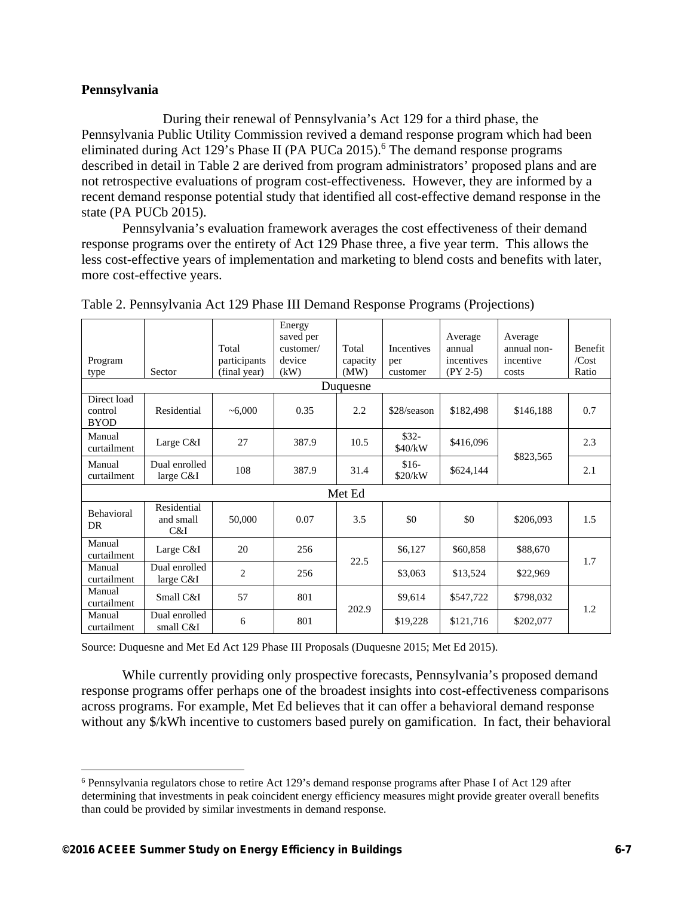### Pennsylvania

During their renewal of Pennsylvania's Act 129 for a third phase, the Pennsylvania Public Utility Commission revived a demand response program which had been eliminated during Act 129's Phase II (PA PUCa 2015).[6] The demand response programs described in detail in Table 2 are derived from program administrators' proposed plans and are not retrospective evaluations of program cost-effectiveness. However, they are informed by a recent demand response potential study that identified all cost-effective demand response in the state (PA PUCb 2015).

Pennsylvania's evaluation framework averages the cost effectiveness of their demand response programs over the entirety of Act 129 Phase three, a five year term. This allows the less cost-effective years of implementation and marketing to blend costs and benefits with later, more cost-effective years.

Table 2. Pennsylvania Act 129 Phase III Demand Response Programs (Projections)

| Program type | Sector | Total participants (final year) | Energy saved per customer/ device (kW) | Total capacity (MW) | Incentives per customer | Average annual incentives (PY 2-5) | Average annual non-incentive costs | Benefit /Cost Ratio |
|---|---|---|---|---|---|---|---|---|
| Duquesne | | | | | | | | |
| Direct load control BYOD | Residential | ~6,000 | 0.35 | 2.2 | $28/season | $182,498 | $146,188 | 0.7 |
| Manual curtailment | Large C&I | 27 | 387.9 | 10.5 | $32-$40/kW | $416,096 | $823,565 | 2.3 |
| Manual curtailment | Dual enrolled large C&I | 108 | 387.9 | 31.4 | $16-$20/kW | $624,144 | | 2.1 |
| Met Ed | | | | | | | | |
| Behavioral DR | Residential and small C&I | 50,000 | 0.07 | 3.5 | $0 | $0 | $206,093 | 1.5 |
| Manual curtailment | Large C&I | 20 | 256 | 22.5 | $6,127 | $60,858 | $88,670 | 1.7 |
| Manual curtailment | Dual enrolled large C&I | 2 | 256 | | $3,063 | $13,524 | $22,969 | |
| Manual curtailment | Small C&I | 57 | 801 | 202.9 | $9,614 | $547,722 | $798,032 | 1.2 |
| Manual curtailment | Dual enrolled small C&I | 6 | 801 | | $19,228 | $121,716 | $202,077 | |

Source: Duquesne and Met Ed Act 129 Phase III Proposals (Duquesne 2015; Met Ed 2015).

While currently providing only prospective forecasts, Pennsylvania's proposed demand response programs offer perhaps one of the broadest insights into cost-effectiveness comparisons across programs. For example, Met Ed believes that it can offer a behavioral demand response without any $/kWh incentive to customers based purely on gamification. In fact, their behavioral

[6] Pennsylvania regulators chose to retire Act 129's demand response programs after Phase I of Act 129 after determining that investments in peak coincident energy efficiency measures might provide greater overall benefits than could be provided by similar investments in demand response.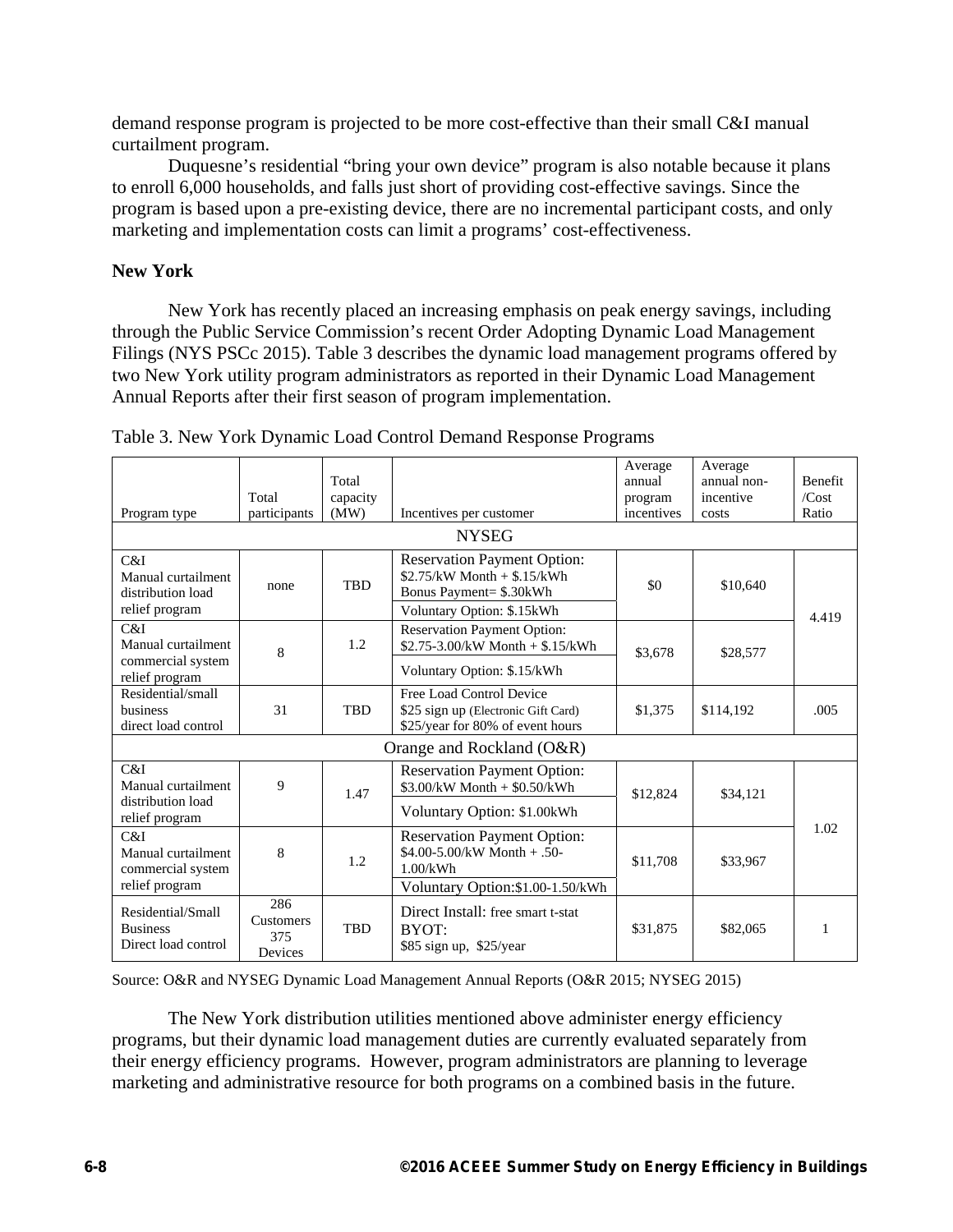demand response program is projected to be more cost-effective than their small C&I manual curtailment program.

Duquesne's residential "bring your own device" program is also notable because it plans to enroll 6,000 households, and falls just short of providing cost-effective savings. Since the program is based upon a pre-existing device, there are no incremental participant costs, and only marketing and implementation costs can limit a programs' cost-effectiveness.

**New York**

New York has recently placed an increasing emphasis on peak energy savings, including through the Public Service Commission's recent Order Adopting Dynamic Load Management Filings (NYS PSCc 2015). Table 3 describes the dynamic load management programs offered by two New York utility program administrators as reported in their Dynamic Load Management Annual Reports after their first season of program implementation.

Table 3. New York Dynamic Load Control Demand Response Programs

| Program type | Total participants | Total capacity (MW) | Incentives per customer | Average annual program incentives | Average annual non-incentive costs | Benefit /Cost Ratio |
|---|---|---|---|---|---|---|
| **NYSEG** | | | | | | |
| C&I Manual curtailment distribution load relief program | none | TBD | Reservation Payment Option: $2.75/kW Month + $.15/kWh Bonus Payment= $.30kWh; Voluntary Option: $.15kWh | $0 | $10,640 | 4.419 |
| C&I Manual curtailment commercial system relief program | 8 | 1.2 | Reservation Payment Option: $2.75-3.00/kW Month + $.15/kWh; Voluntary Option: $.15/kWh | $3,678 | $28,577 | |
| Residential/small business direct load control | 31 | TBD | Free Load Control Device; $25 sign up (Electronic Gift Card); $25/year for 80% of event hours | $1,375 | $114,192 | .005 |
| **Orange and Rockland (O&R)** | | | | | | |
| C&I Manual curtailment distribution load relief program | 9 | 1.47 | Reservation Payment Option: $3.00/kW Month + $0.50/kWh; Voluntary Option: $1.00kWh | $12,824 | $34,121 | 1.02 |
| C&I Manual curtailment commercial system relief program | 8 | 1.2 | Reservation Payment Option: $4.00-5.00/kW Month + .50-1.00/kWh; Voluntary Option:$1.00-1.50/kWh | $11,708 | $33,967 | |
| Residential/Small Business Direct load control | 286 Customers 375 Devices | TBD | Direct Install: free smart t-stat; BYOT: $85 sign up, $25/year | $31,875 | $82,065 | 1 |

Source: O&R and NYSEG Dynamic Load Management Annual Reports (O&R 2015; NYSEG 2015)

The New York distribution utilities mentioned above administer energy efficiency programs, but their dynamic load management duties are currently evaluated separately from their energy efficiency programs. However, program administrators are planning to leverage marketing and administrative resource for both programs on a combined basis in the future.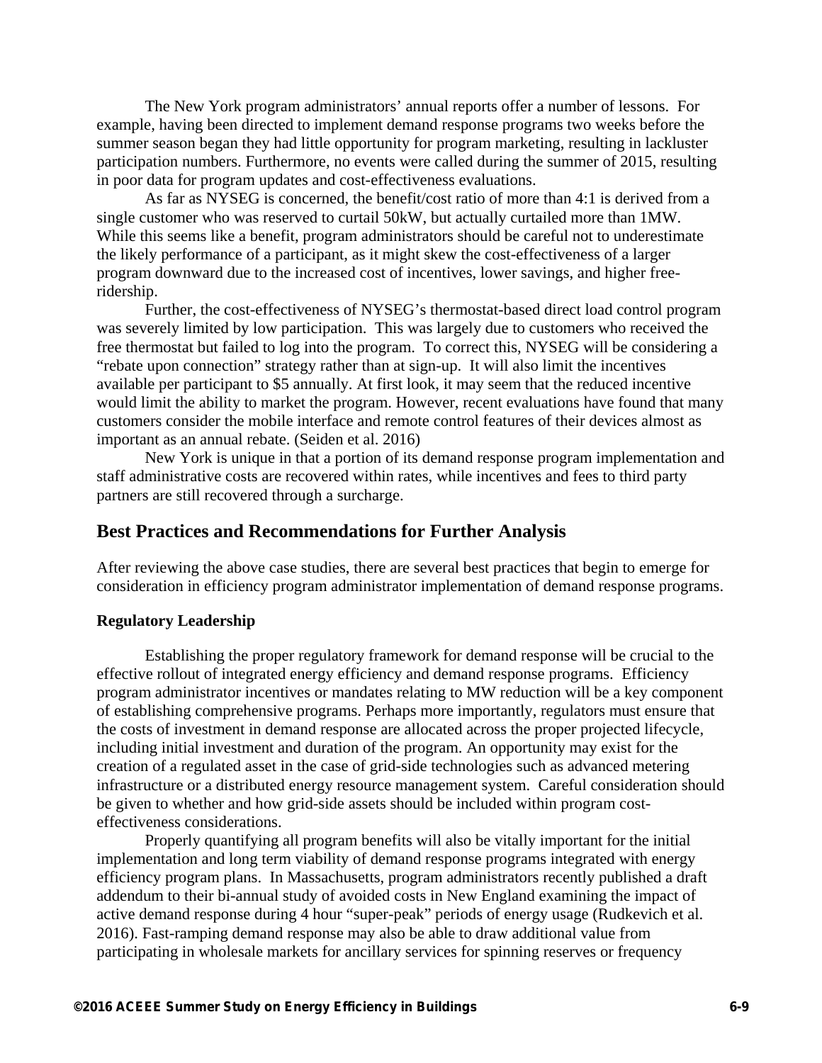The New York program administrators' annual reports offer a number of lessons. For example, having been directed to implement demand response programs two weeks before the summer season began they had little opportunity for program marketing, resulting in lackluster participation numbers. Furthermore, no events were called during the summer of 2015, resulting in poor data for program updates and cost-effectiveness evaluations.

As far as NYSEG is concerned, the benefit/cost ratio of more than 4:1 is derived from a single customer who was reserved to curtail 50kW, but actually curtailed more than 1MW. While this seems like a benefit, program administrators should be careful not to underestimate the likely performance of a participant, as it might skew the cost-effectiveness of a larger program downward due to the increased cost of incentives, lower savings, and higher free-ridership.

Further, the cost-effectiveness of NYSEG's thermostat-based direct load control program was severely limited by low participation. This was largely due to customers who received the free thermostat but failed to log into the program. To correct this, NYSEG will be considering a "rebate upon connection" strategy rather than at sign-up. It will also limit the incentives available per participant to $5 annually. At first look, it may seem that the reduced incentive would limit the ability to market the program. However, recent evaluations have found that many customers consider the mobile interface and remote control features of their devices almost as important as an annual rebate. (Seiden et al. 2016)

New York is unique in that a portion of its demand response program implementation and staff administrative costs are recovered within rates, while incentives and fees to third party partners are still recovered through a surcharge.

## Best Practices and Recommendations for Further Analysis

After reviewing the above case studies, there are several best practices that begin to emerge for consideration in efficiency program administrator implementation of demand response programs.

### Regulatory Leadership

Establishing the proper regulatory framework for demand response will be crucial to the effective rollout of integrated energy efficiency and demand response programs. Efficiency program administrator incentives or mandates relating to MW reduction will be a key component of establishing comprehensive programs. Perhaps more importantly, regulators must ensure that the costs of investment in demand response are allocated across the proper projected lifecycle, including initial investment and duration of the program. An opportunity may exist for the creation of a regulated asset in the case of grid-side technologies such as advanced metering infrastructure or a distributed energy resource management system. Careful consideration should be given to whether and how grid-side assets should be included within program cost-effectiveness considerations.

Properly quantifying all program benefits will also be vitally important for the initial implementation and long term viability of demand response programs integrated with energy efficiency program plans. In Massachusetts, program administrators recently published a draft addendum to their bi-annual study of avoided costs in New England examining the impact of active demand response during 4 hour "super-peak" periods of energy usage (Rudkevich et al. 2016). Fast-ramping demand response may also be able to draw additional value from participating in wholesale markets for ancillary services for spinning reserves or frequency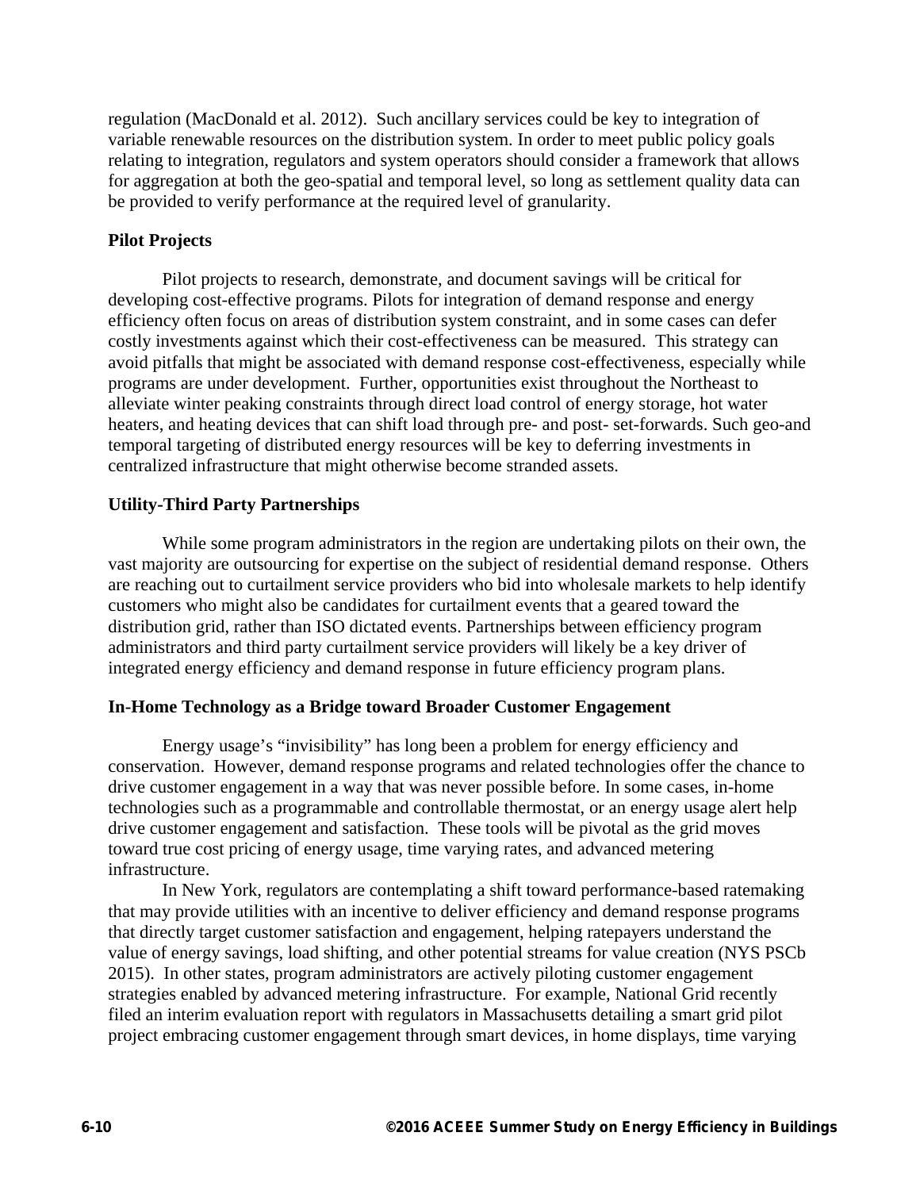regulation (MacDonald et al. 2012). Such ancillary services could be key to integration of variable renewable resources on the distribution system. In order to meet public policy goals relating to integration, regulators and system operators should consider a framework that allows for aggregation at both the geo-spatial and temporal level, so long as settlement quality data can be provided to verify performance at the required level of granularity.

**Pilot Projects**

Pilot projects to research, demonstrate, and document savings will be critical for developing cost-effective programs. Pilots for integration of demand response and energy efficiency often focus on areas of distribution system constraint, and in some cases can defer costly investments against which their cost-effectiveness can be measured. This strategy can avoid pitfalls that might be associated with demand response cost-effectiveness, especially while programs are under development. Further, opportunities exist throughout the Northeast to alleviate winter peaking constraints through direct load control of energy storage, hot water heaters, and heating devices that can shift load through pre- and post- set-forwards. Such geo-and temporal targeting of distributed energy resources will be key to deferring investments in centralized infrastructure that might otherwise become stranded assets.

**Utility-Third Party Partnerships**

While some program administrators in the region are undertaking pilots on their own, the vast majority are outsourcing for expertise on the subject of residential demand response. Others are reaching out to curtailment service providers who bid into wholesale markets to help identify customers who might also be candidates for curtailment events that a geared toward the distribution grid, rather than ISO dictated events. Partnerships between efficiency program administrators and third party curtailment service providers will likely be a key driver of integrated energy efficiency and demand response in future efficiency program plans.

**In-Home Technology as a Bridge toward Broader Customer Engagement**

Energy usage's "invisibility" has long been a problem for energy efficiency and conservation. However, demand response programs and related technologies offer the chance to drive customer engagement in a way that was never possible before. In some cases, in-home technologies such as a programmable and controllable thermostat, or an energy usage alert help drive customer engagement and satisfaction. These tools will be pivotal as the grid moves toward true cost pricing of energy usage, time varying rates, and advanced metering infrastructure.

In New York, regulators are contemplating a shift toward performance-based ratemaking that may provide utilities with an incentive to deliver efficiency and demand response programs that directly target customer satisfaction and engagement, helping ratepayers understand the value of energy savings, load shifting, and other potential streams for value creation (NYS PSCb 2015). In other states, program administrators are actively piloting customer engagement strategies enabled by advanced metering infrastructure. For example, National Grid recently filed an interim evaluation report with regulators in Massachusetts detailing a smart grid pilot project embracing customer engagement through smart devices, in home displays, time varying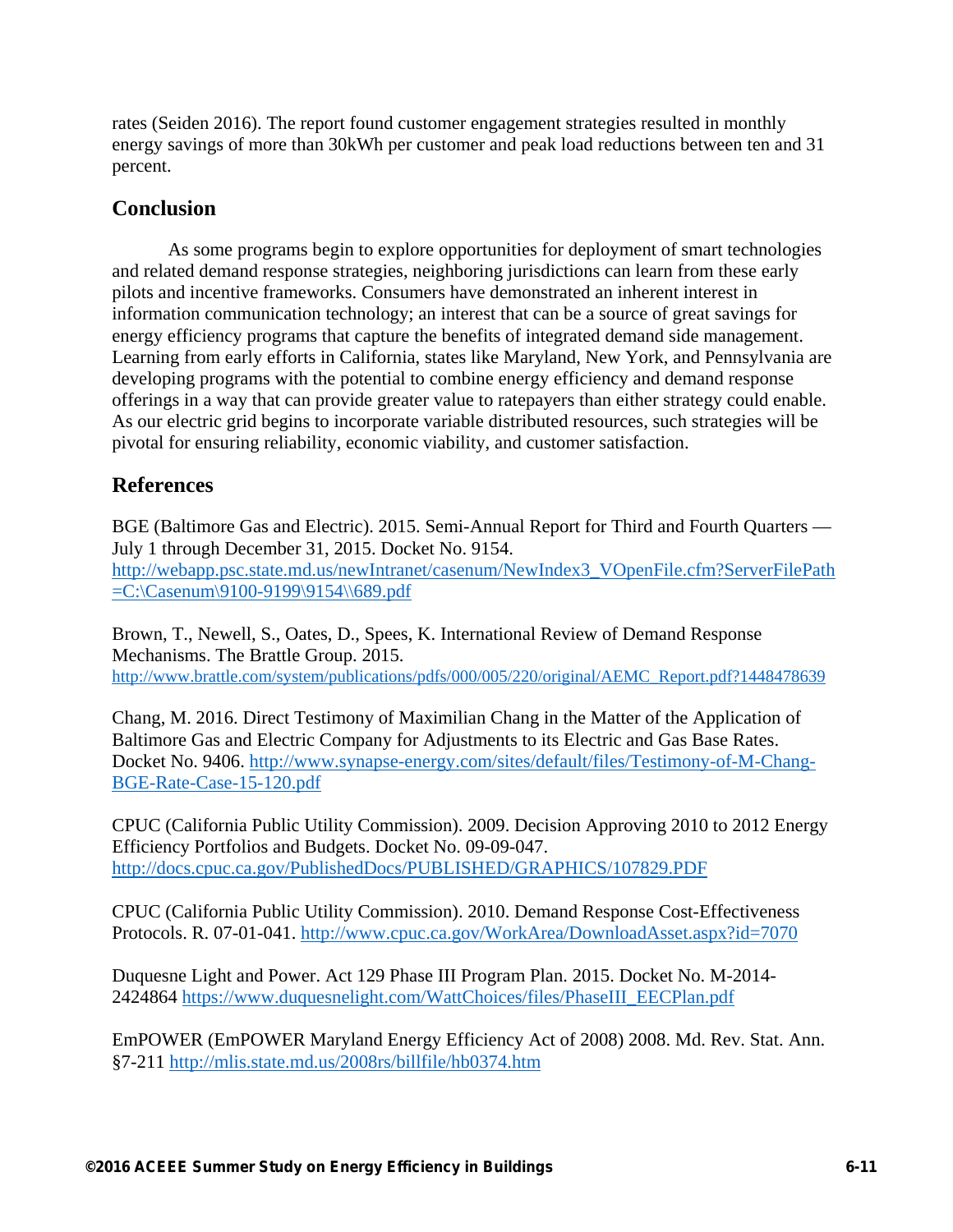rates (Seiden 2016). The report found customer engagement strategies resulted in monthly energy savings of more than 30kWh per customer and peak load reductions between ten and 31 percent.

## Conclusion

As some programs begin to explore opportunities for deployment of smart technologies and related demand response strategies, neighboring jurisdictions can learn from these early pilots and incentive frameworks. Consumers have demonstrated an inherent interest in information communication technology; an interest that can be a source of great savings for energy efficiency programs that capture the benefits of integrated demand side management. Learning from early efforts in California, states like Maryland, New York, and Pennsylvania are developing programs with the potential to combine energy efficiency and demand response offerings in a way that can provide greater value to ratepayers than either strategy could enable. As our electric grid begins to incorporate variable distributed resources, such strategies will be pivotal for ensuring reliability, economic viability, and customer satisfaction.

## References

BGE (Baltimore Gas and Electric). 2015. Semi-Annual Report for Third and Fourth Quarters — July 1 through December 31, 2015. Docket No. 9154. http://webapp.psc.state.md.us/newIntranet/casenum/NewIndex3_VOpenFile.cfm?ServerFilePath=C:\Casenum\9100-9199\9154\\689.pdf

Brown, T., Newell, S., Oates, D., Spees, K. International Review of Demand Response Mechanisms. The Brattle Group. 2015. http://www.brattle.com/system/publications/pdfs/000/005/220/original/AEMC_Report.pdf?1448478639

Chang, M. 2016. Direct Testimony of Maximilian Chang in the Matter of the Application of Baltimore Gas and Electric Company for Adjustments to its Electric and Gas Base Rates. Docket No. 9406. http://www.synapse-energy.com/sites/default/files/Testimony-of-M-Chang-BGE-Rate-Case-15-120.pdf

CPUC (California Public Utility Commission). 2009. Decision Approving 2010 to 2012 Energy Efficiency Portfolios and Budgets. Docket No. 09-09-047. http://docs.cpuc.ca.gov/PublishedDocs/PUBLISHED/GRAPHICS/107829.PDF

CPUC (California Public Utility Commission). 2010. Demand Response Cost-Effectiveness Protocols. R. 07-01-041. http://www.cpuc.ca.gov/WorkArea/DownloadAsset.aspx?id=7070

Duquesne Light and Power. Act 129 Phase III Program Plan. 2015. Docket No. M-2014-2424864 https://www.duquesnelight.com/WattChoices/files/PhaseIII_EECPlan.pdf

EmPOWER (EmPOWER Maryland Energy Efficiency Act of 2008) 2008. Md. Rev. Stat. Ann. §7-211 http://mlis.state.md.us/2008rs/billfile/hb0374.htm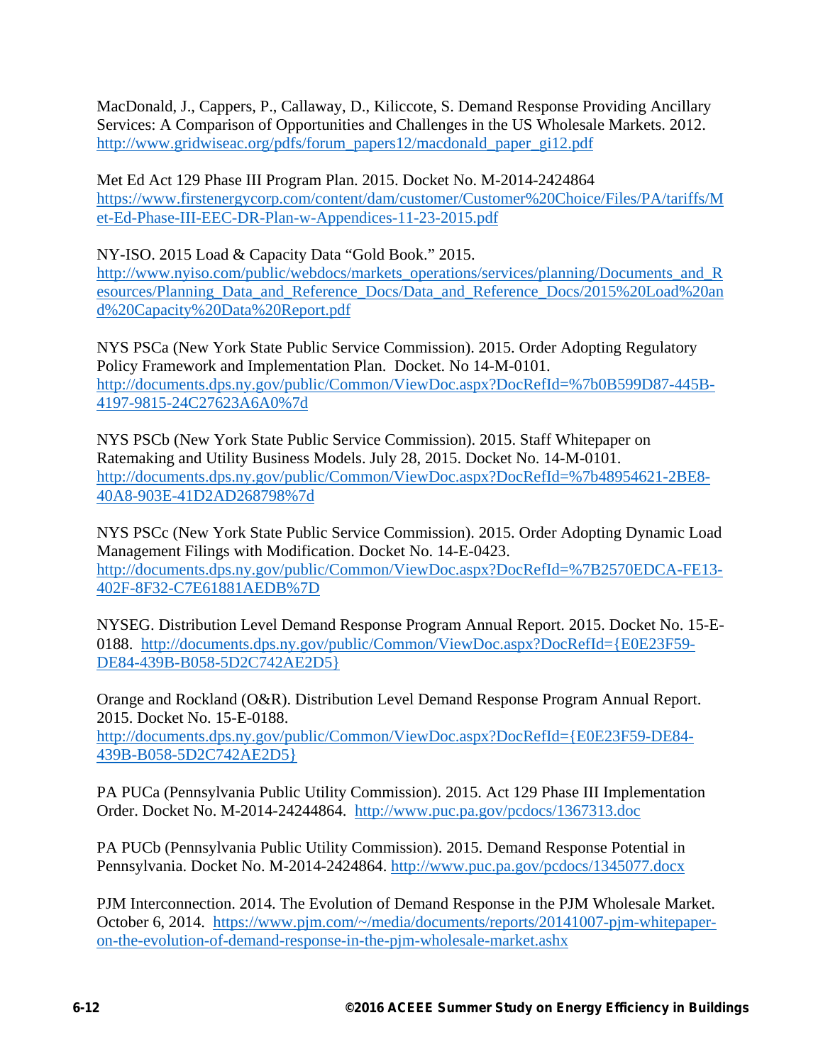MacDonald, J., Cappers, P., Callaway, D., Kiliccote, S. Demand Response Providing Ancillary Services: A Comparison of Opportunities and Challenges in the US Wholesale Markets. 2012. http://www.gridwiseac.org/pdfs/forum_papers12/macdonald_paper_gi12.pdf

Met Ed Act 129 Phase III Program Plan. 2015. Docket No. M-2014-2424864 https://www.firstenergycorp.com/content/dam/customer/Customer%20Choice/Files/PA/tariffs/Met-Ed-Phase-III-EEC-DR-Plan-w-Appendices-11-23-2015.pdf

NY-ISO. 2015 Load & Capacity Data "Gold Book." 2015. http://www.nyiso.com/public/webdocs/markets_operations/services/planning/Documents_and_Resources/Planning_Data_and_Reference_Docs/Data_and_Reference_Docs/2015%20Load%20and%20Capacity%20Data%20Report.pdf

NYS PSCa (New York State Public Service Commission). 2015. Order Adopting Regulatory Policy Framework and Implementation Plan. Docket. No 14-M-0101. http://documents.dps.ny.gov/public/Common/ViewDoc.aspx?DocRefId=%7b0B599D87-445B-4197-9815-24C27623A6A0%7d

NYS PSCb (New York State Public Service Commission). 2015. Staff Whitepaper on Ratemaking and Utility Business Models. July 28, 2015. Docket No. 14-M-0101. http://documents.dps.ny.gov/public/Common/ViewDoc.aspx?DocRefId=%7b48954621-2BE8-40A8-903E-41D2AD268798%7d

NYS PSCc (New York State Public Service Commission). 2015. Order Adopting Dynamic Load Management Filings with Modification. Docket No. 14-E-0423. http://documents.dps.ny.gov/public/Common/ViewDoc.aspx?DocRefId=%7B2570EDCA-FE13-402F-8F32-C7E61881AEDB%7D

NYSEG. Distribution Level Demand Response Program Annual Report. 2015. Docket No. 15-E-0188. http://documents.dps.ny.gov/public/Common/ViewDoc.aspx?DocRefId={E0E23F59-DE84-439B-B058-5D2C742AE2D5}

Orange and Rockland (O&R). Distribution Level Demand Response Program Annual Report. 2015. Docket No. 15-E-0188. http://documents.dps.ny.gov/public/Common/ViewDoc.aspx?DocRefId={E0E23F59-DE84-439B-B058-5D2C742AE2D5}

PA PUCa (Pennsylvania Public Utility Commission). 2015. Act 129 Phase III Implementation Order. Docket No. M-2014-24244864. http://www.puc.pa.gov/pcdocs/1367313.doc

PA PUCb (Pennsylvania Public Utility Commission). 2015. Demand Response Potential in Pennsylvania. Docket No. M-2014-2424864. http://www.puc.pa.gov/pcdocs/1345077.docx

PJM Interconnection. 2014. The Evolution of Demand Response in the PJM Wholesale Market. October 6, 2014. https://www.pjm.com/~/media/documents/reports/20141007-pjm-whitepaper-on-the-evolution-of-demand-response-in-the-pjm-wholesale-market.ashx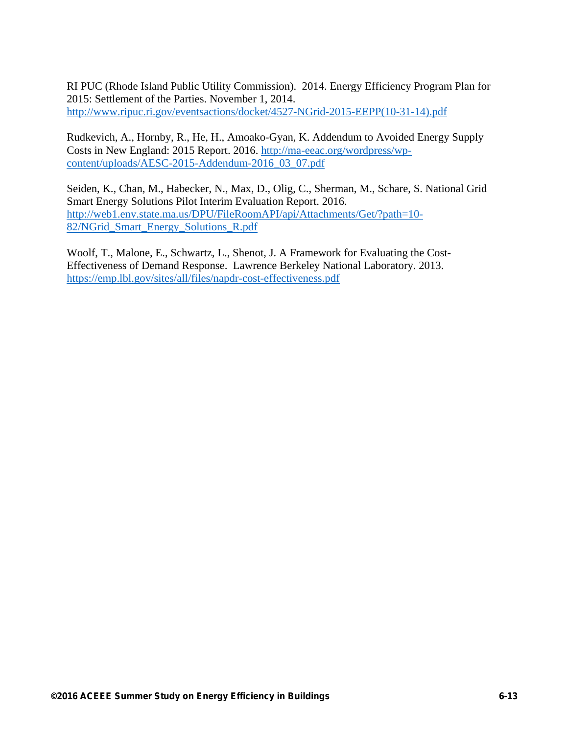RI PUC (Rhode Island Public Utility Commission). 2014. Energy Efficiency Program Plan for 2015: Settlement of the Parties. November 1, 2014. http://www.ripuc.ri.gov/eventsactions/docket/4527-NGrid-2015-EEPP(10-31-14).pdf

Rudkevich, A., Hornby, R., He, H., Amoako-Gyan, K. Addendum to Avoided Energy Supply Costs in New England: 2015 Report. 2016. http://ma-eeac.org/wordpress/wp-content/uploads/AESC-2015-Addendum-2016_03_07.pdf

Seiden, K., Chan, M., Habecker, N., Max, D., Olig, C., Sherman, M., Schare, S. National Grid Smart Energy Solutions Pilot Interim Evaluation Report. 2016. http://web1.env.state.ma.us/DPU/FileRoomAPI/api/Attachments/Get/?path=10-82/NGrid_Smart_Energy_Solutions_R.pdf

Woolf, T., Malone, E., Schwartz, L., Shenot, J. A Framework for Evaluating the Cost-Effectiveness of Demand Response. Lawrence Berkeley National Laboratory. 2013. https://emp.lbl.gov/sites/all/files/napdr-cost-effectiveness.pdf